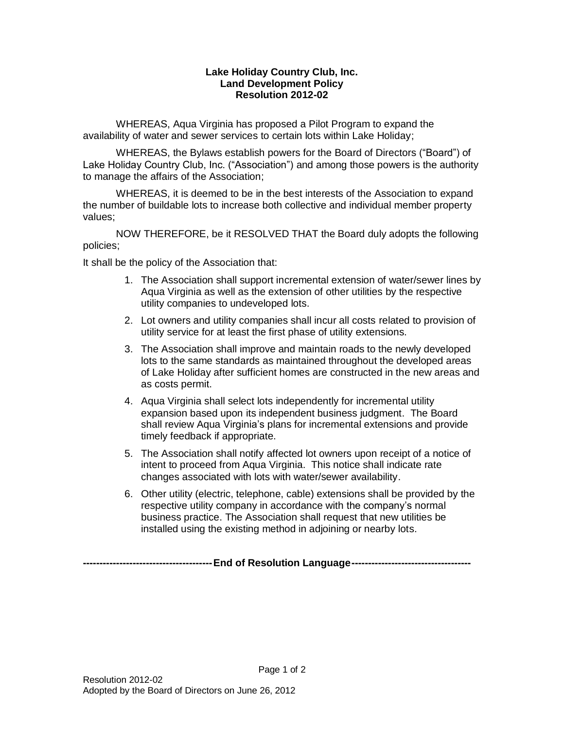**Lake Holiday Country Club, Inc.**
**Land Development Policy**
**Resolution 2012-02**

WHEREAS, Aqua Virginia has proposed a Pilot Program to expand the availability of water and sewer services to certain lots within Lake Holiday;

WHEREAS, the Bylaws establish powers for the Board of Directors ("Board") of Lake Holiday Country Club, Inc. ("Association") and among those powers is the authority to manage the affairs of the Association;

WHEREAS, it is deemed to be in the best interests of the Association to expand the number of buildable lots to increase both collective and individual member property values;

NOW THEREFORE, be it RESOLVED THAT the Board duly adopts the following policies;

It shall be the policy of the Association that:

1. The Association shall support incremental extension of water/sewer lines by Aqua Virginia as well as the extension of other utilities by the respective utility companies to undeveloped lots.
2. Lot owners and utility companies shall incur all costs related to provision of utility service for at least the first phase of utility extensions.
3. The Association shall improve and maintain roads to the newly developed lots to the same standards as maintained throughout the developed areas of Lake Holiday after sufficient homes are constructed in the new areas and as costs permit.
4. Aqua Virginia shall select lots independently for incremental utility expansion based upon its independent business judgment. The Board shall review Aqua Virginia's plans for incremental extensions and provide timely feedback if appropriate.
5. The Association shall notify affected lot owners upon receipt of a notice of intent to proceed from Aqua Virginia. This notice shall indicate rate changes associated with lots with water/sewer availability.
6. Other utility (electric, telephone, cable) extensions shall be provided by the respective utility company in accordance with the company's normal business practice. The Association shall request that new utilities be installed using the existing method in adjoining or nearby lots.

**---------------------------------------End of Resolution Language------------------------------------**

Resolution 2012-02
Adopted by the Board of Directors on June 26, 2012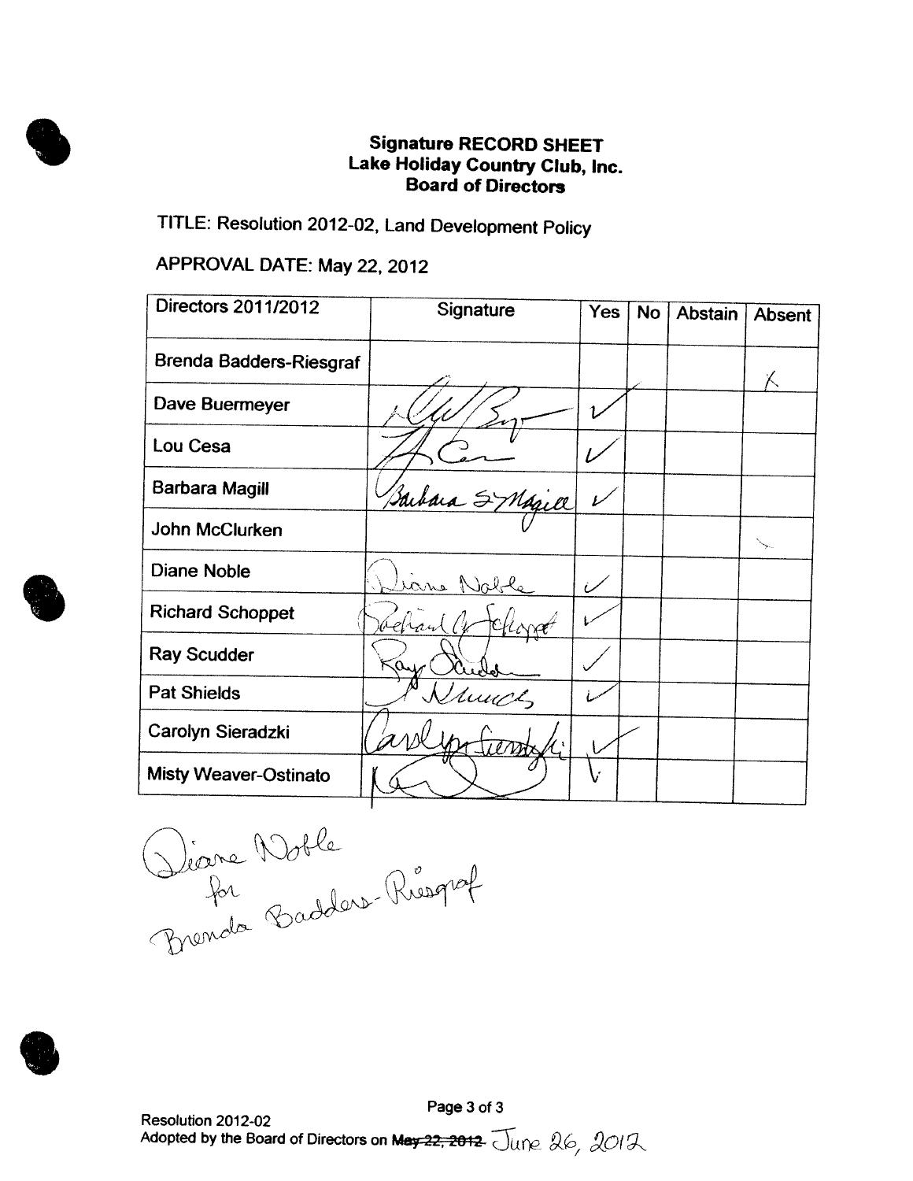**Signature RECORD SHEET**
**Lake Holiday Country Club, Inc.**
**Board of Directors**

TITLE: Resolution 2012-02, Land Development Policy

APPROVAL DATE: May 22, 2012

| Directors 2011/2012 | Signature | Yes | No | Abstain | Absent |
|---|---|---|---|---|---|
| Brenda Badders-Riesgraf | | | | | X |
| Dave Buermeyer | *(signed)* | ✓ | | | |
| Lou Cesa | *(signed)* | ✓ | | | |
| Barbara Magill | Barbara S. Magill | ✓ | | | |
| John McClurken | | | | | ✓ |
| Diane Noble | Diane Noble | ✓ | | | |
| Richard Schoppet | Richard C. Schoppet | ✓ | | | |
| Ray Scudder | Ray Scudder | ✓ | | | |
| Pat Shields | P Shields | ✓ | | | |
| Carolyn Sieradzki | Carolyn Sieradzki | ✓ | | | |
| Misty Weaver-Ostinato | *(signed)* | ✓ | | | |

Diane Noble
for
Brenda Badders-Riesgraf

Resolution 2012-02
Adopted by the Board of Directors on ~~May 22, 2012~~ June 26, 2012